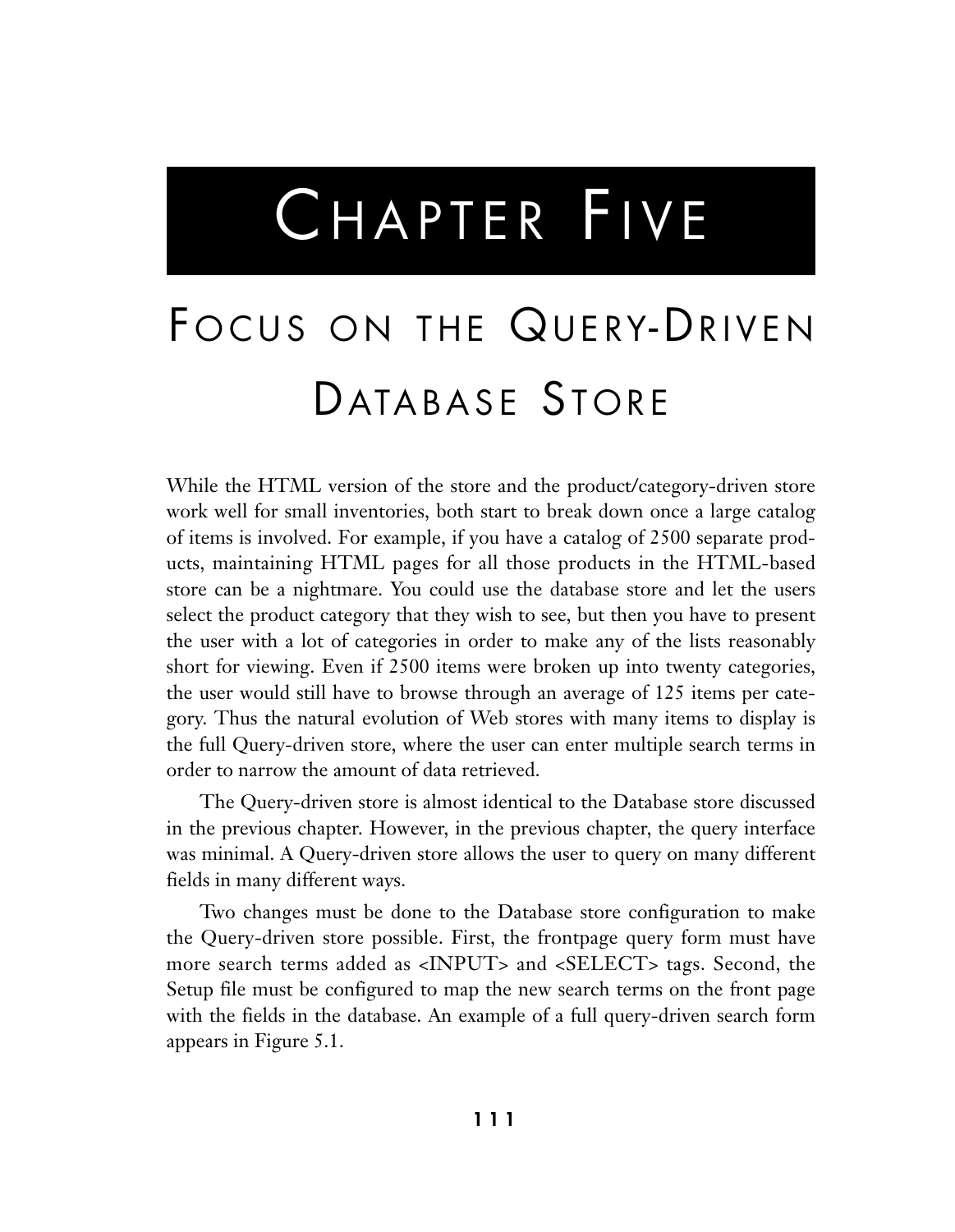# Chapter Five

## Focus on the Query-Driven Database Store

While the HTML version of the store and the product/category-driven store work well for small inventories, both start to break down once a large catalog of items is involved. For example, if you have a catalog of 2500 separate products, maintaining HTML pages for all those products in the HTML-based store can be a nightmare. You could use the database store and let the users select the product category that they wish to see, but then you have to present the user with a lot of categories in order to make any of the lists reasonably short for viewing. Even if 2500 items were broken up into twenty categories, the user would still have to browse through an average of 125 items per category. Thus the natural evolution of Web stores with many items to display is the full Query-driven store, where the user can enter multiple search terms in order to narrow the amount of data retrieved.

The Query-driven store is almost identical to the Database store discussed in the previous chapter. However, in the previous chapter, the query interface was minimal. A Query-driven store allows the user to query on many different fields in many different ways.

Two changes must be done to the Database store configuration to make the Query-driven store possible. First, the frontpage query form must have more search terms added as <INPUT> and <SELECT> tags. Second, the Setup file must be configured to map the new search terms on the front page with the fields in the database. An example of a full query-driven search form appears in Figure 5.1.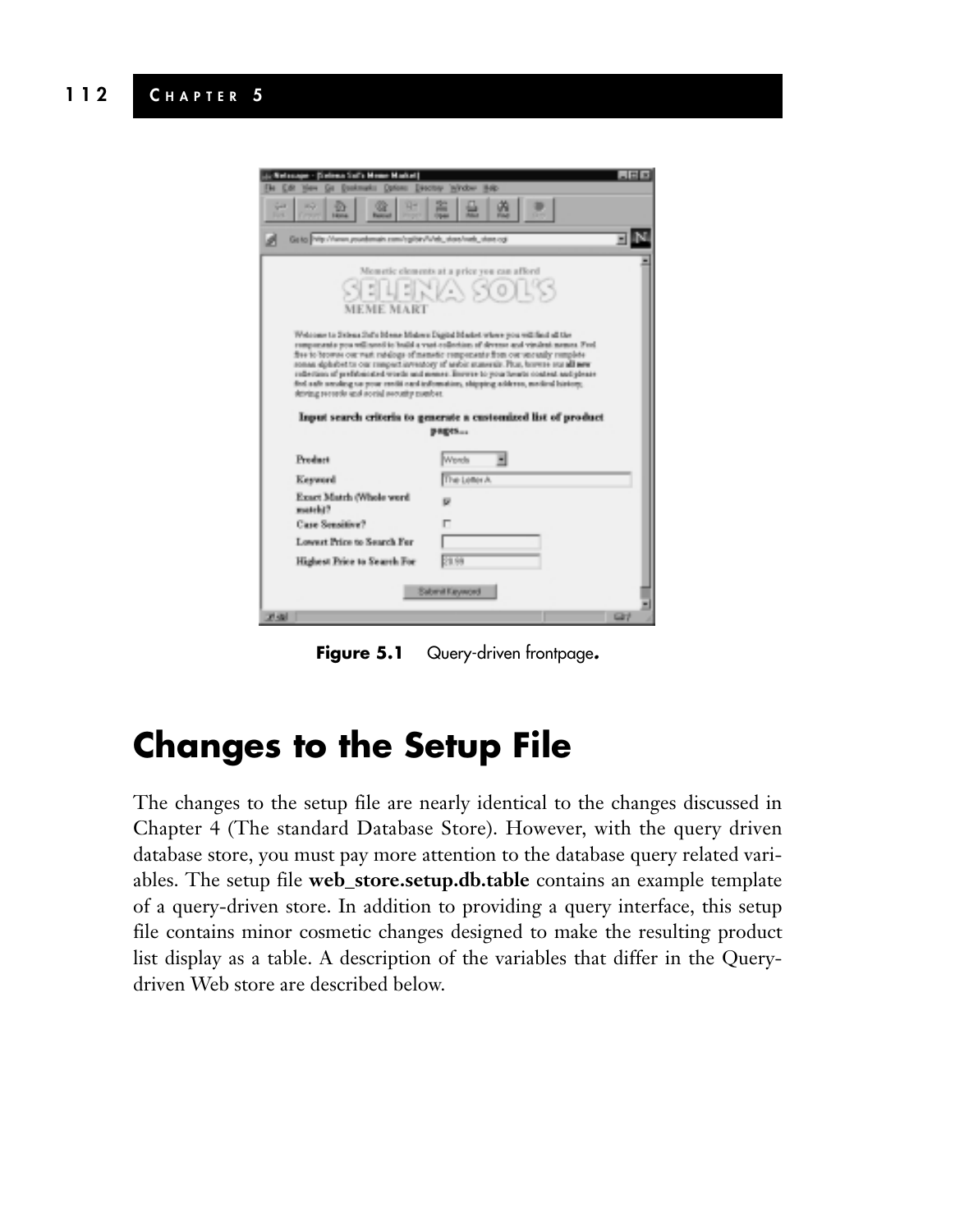Figure 5.1 Query-driven frontpage.

## Changes to the Setup File

The changes to the setup file are nearly identical to the changes discussed in Chapter 4 (The standard Database Store). However, with the query driven database store, you must pay more attention to the database query related variables. The setup file **web_store.setup.db.table** contains an example template of a query-driven store. In addition to providing a query interface, this setup file contains minor cosmetic changes designed to make the resulting product list display as a table. A description of the variables that differ in the Query-driven Web store are described below.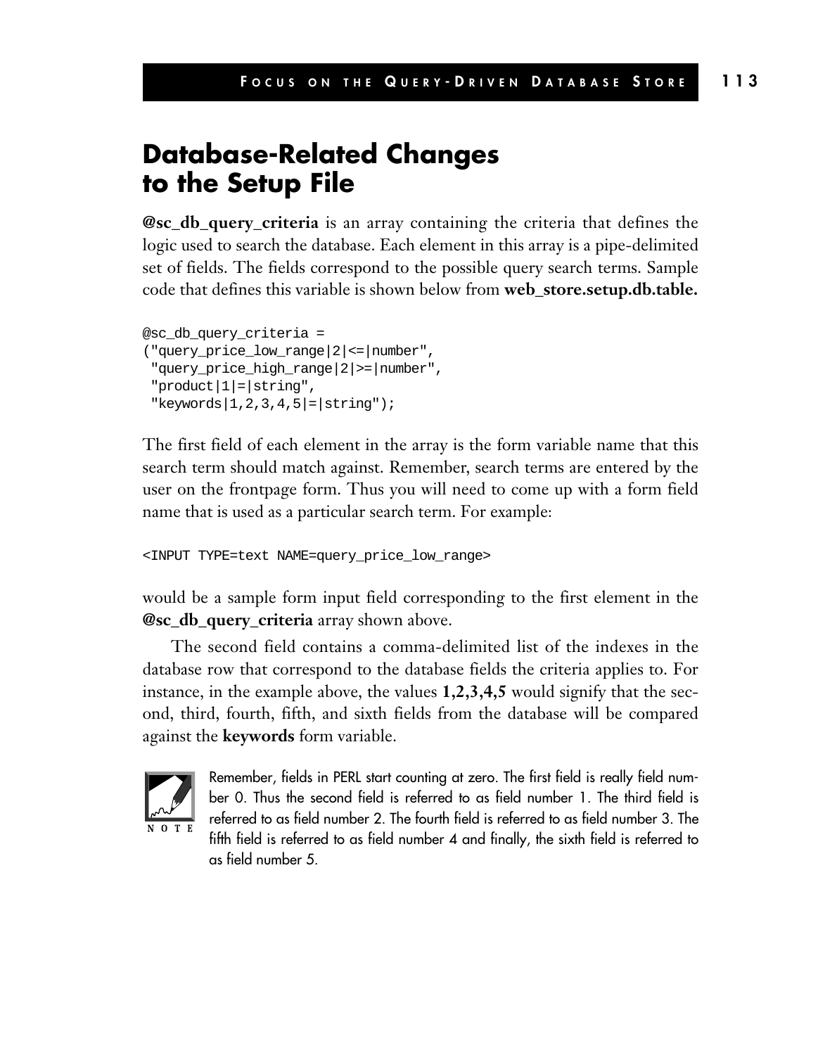# Database-Related Changes to the Setup File

**@sc_db_query_criteria** is an array containing the criteria that defines the logic used to search the database. Each element in this array is a pipe-delimited set of fields. The fields correspond to the possible query search terms. Sample code that defines this variable is shown below from **web_store.setup.db.table.**

```
@sc_db_query_criteria =
("query_price_low_range|2|<=|number",
 "query_price_high_range|2|>=|number",
 "product|1|=|string",
 "keywords|1,2,3,4,5|=|string");
```

The first field of each element in the array is the form variable name that this search term should match against. Remember, search terms are entered by the user on the frontpage form. Thus you will need to come up with a form field name that is used as a particular search term. For example:

```
<INPUT TYPE=text NAME=query_price_low_range>
```

would be a sample form input field corresponding to the first element in the **@sc_db_query_criteria** array shown above.

The second field contains a comma-delimited list of the indexes in the database row that correspond to the database fields the criteria applies to. For instance, in the example above, the values **1,2,3,4,5** would signify that the second, third, fourth, fifth, and sixth fields from the database will be compared against the **keywords** form variable.

> NOTE: Remember, fields in PERL start counting at zero. The first field is really field number 0. Thus the second field is referred to as field number 1. The third field is referred to as field number 2. The fourth field is referred to as field number 3. The fifth field is referred to as field number 4 and finally, the sixth field is referred to as field number 5.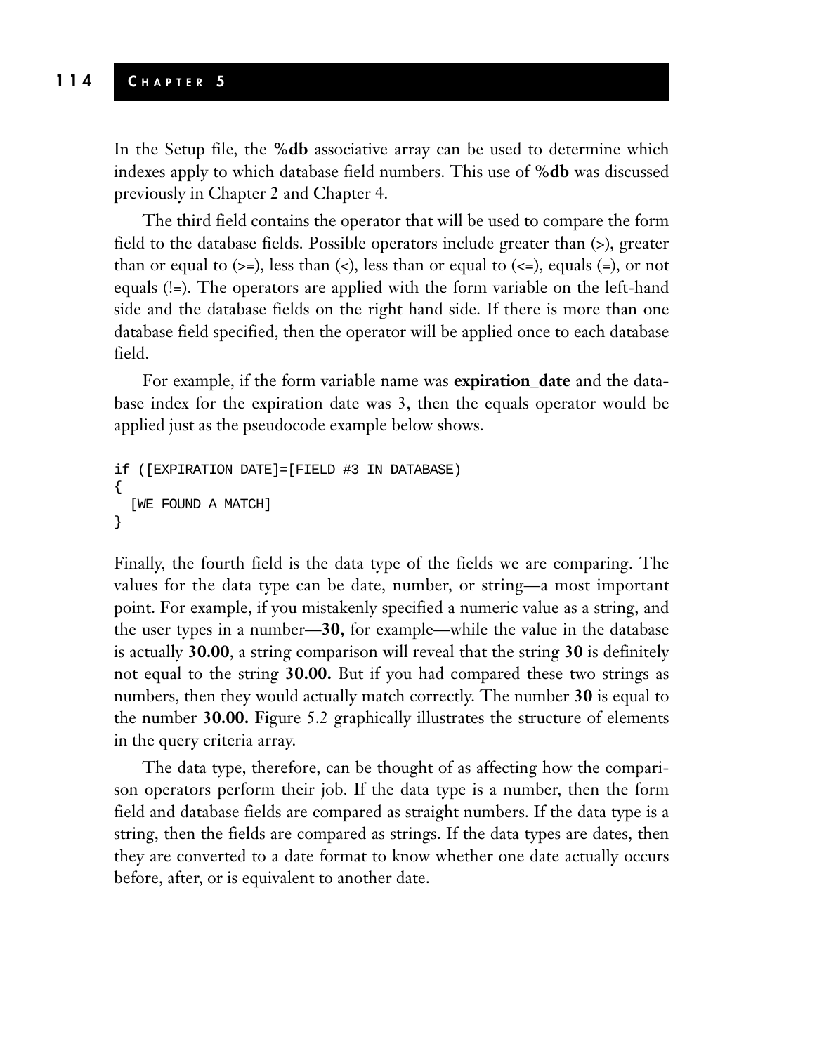In the Setup file, the **%db** associative array can be used to determine which indexes apply to which database field numbers. This use of **%db** was discussed previously in Chapter 2 and Chapter 4.

The third field contains the operator that will be used to compare the form field to the database fields. Possible operators include greater than (>), greater than or equal to (>=), less than (<), less than or equal to (<=), equals (=), or not equals (!=). The operators are applied with the form variable on the left-hand side and the database fields on the right hand side. If there is more than one database field specified, then the operator will be applied once to each database field.

For example, if the form variable name was **expiration_date** and the database index for the expiration date was 3, then the equals operator would be applied just as the pseudocode example below shows.

```
if ([EXPIRATION DATE]=[FIELD #3 IN DATABASE)
{
  [WE FOUND A MATCH]
}
```

Finally, the fourth field is the data type of the fields we are comparing. The values for the data type can be date, number, or string—a most important point. For example, if you mistakenly specified a numeric value as a string, and the user types in a number—**30,** for example—while the value in the database is actually **30.00**, a string comparison will reveal that the string **30** is definitely not equal to the string **30.00.** But if you had compared these two strings as numbers, then they would actually match correctly. The number **30** is equal to the number **30.00.** Figure 5.2 graphically illustrates the structure of elements in the query criteria array.

The data type, therefore, can be thought of as affecting how the comparison operators perform their job. If the data type is a number, then the form field and database fields are compared as straight numbers. If the data type is a string, then the fields are compared as strings. If the data types are dates, then they are converted to a date format to know whether one date actually occurs before, after, or is equivalent to another date.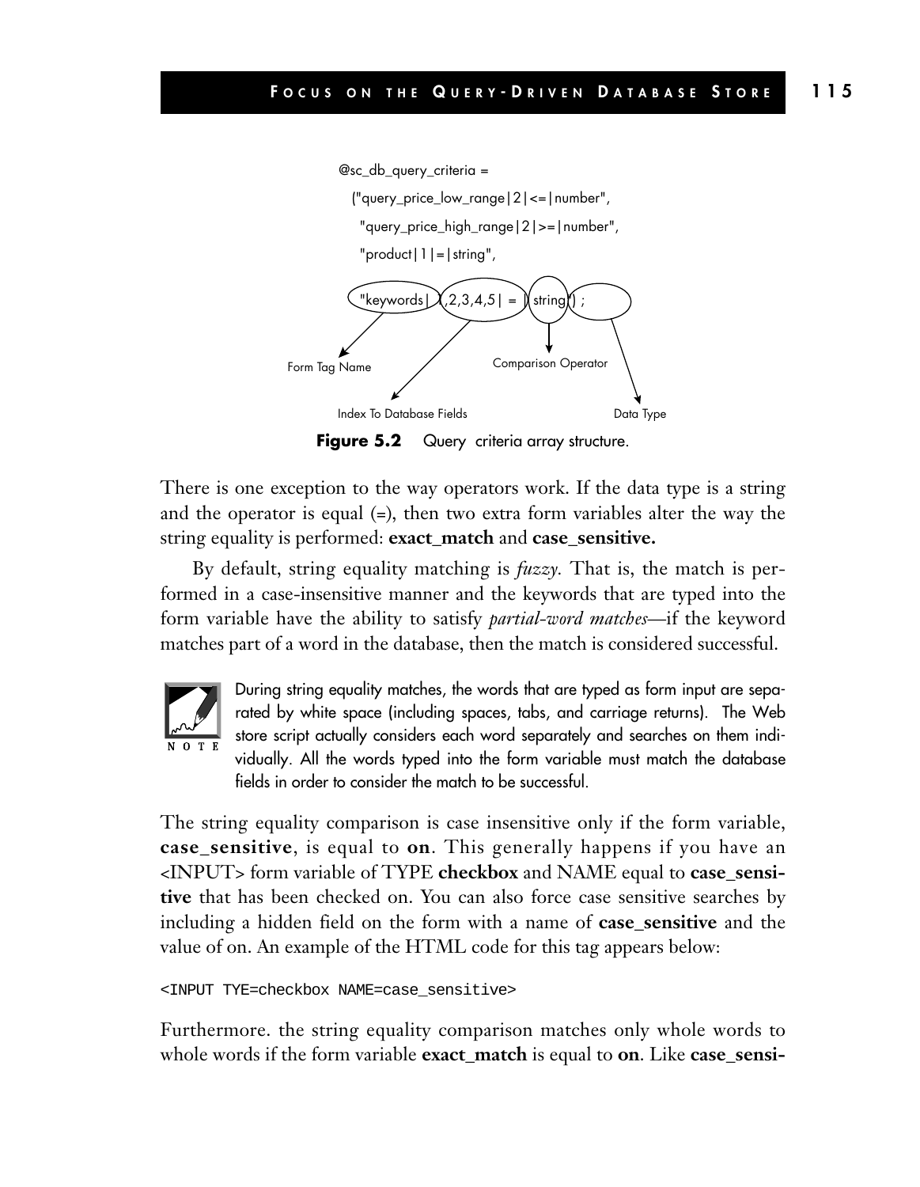```
@sc_db_query_criteria =
  ("query_price_low_range|2|<=|number",
   "query_price_high_range|2|>=|number",
   "product|1|=|string",
   "keywords|1,2,3,4,5|=|string");
```

Form Tag Name — Index To Database Fields — Comparison Operator — Data Type

**Figure 5.2** Query criteria array structure.

There is one exception to the way operators work. If the data type is a string and the operator is equal (=), then two extra form variables alter the way the string equality is performed: **exact_match** and **case_sensitive.**

By default, string equality matching is *fuzzy.* That is, the match is performed in a case-insensitive manner and the keywords that are typed into the form variable have the ability to satisfy *partial-word matches*—if the keyword matches part of a word in the database, then the match is considered successful.

> **NOTE:** During string equality matches, the words that are typed as form input are separated by white space (including spaces, tabs, and carriage returns). The Web store script actually considers each word separately and searches on them individually. All the words typed into the form variable must match the database fields in order to consider the match to be successful.

The string equality comparison is case insensitive only if the form variable, **case_sensitive**, is equal to **on**. This generally happens if you have an <INPUT> form variable of TYPE **checkbox** and NAME equal to **case_sensitive** that has been checked on. You can also force case sensitive searches by including a hidden field on the form with a name of **case_sensitive** and the value of on. An example of the HTML code for this tag appears below:

```
<INPUT TYE=checkbox NAME=case_sensitive>
```

Furthermore. the string equality comparison matches only whole words to whole words if the form variable **exact_match** is equal to **on**. Like **case_sensi-**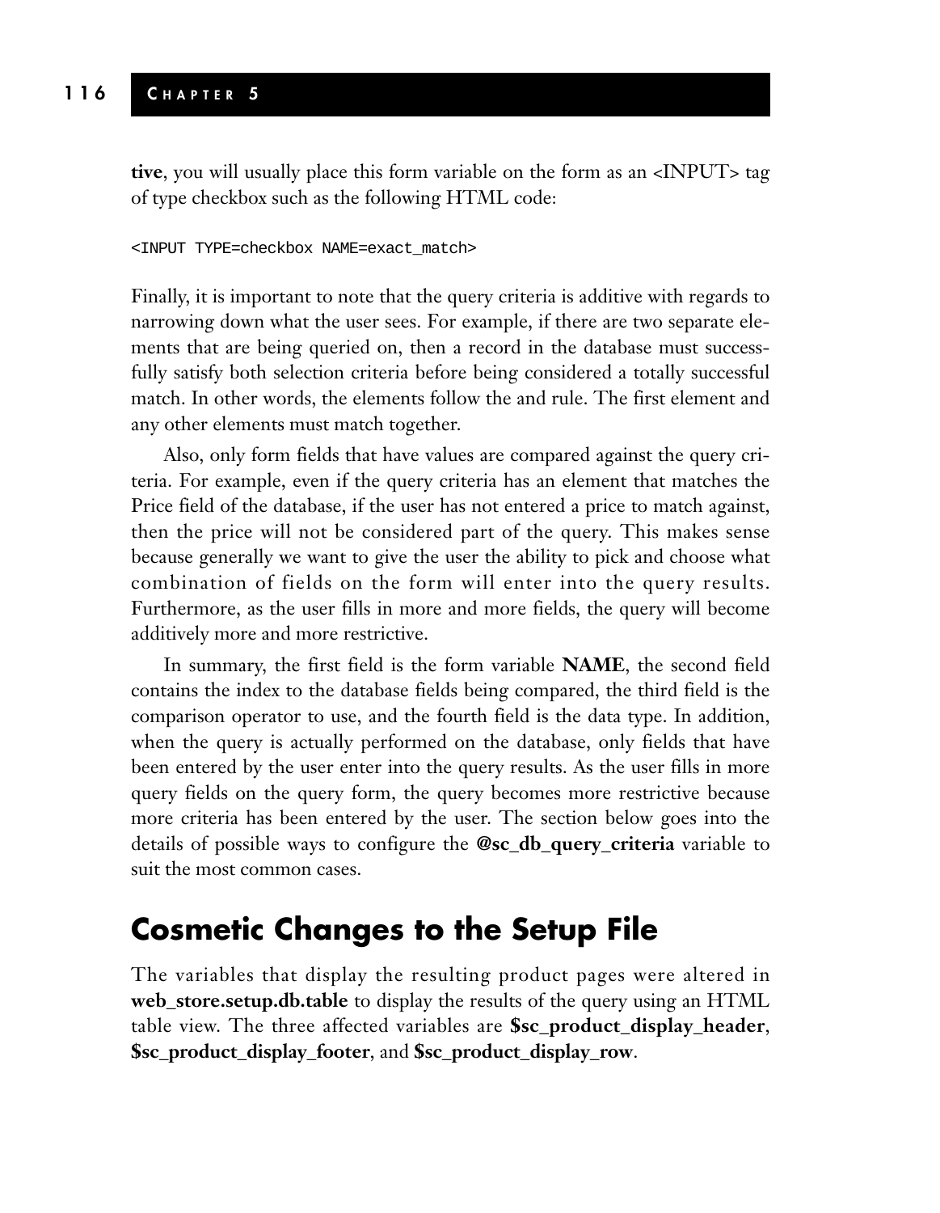**tive**, you will usually place this form variable on the form as an <INPUT> tag of type checkbox such as the following HTML code:

```
<INPUT TYPE=checkbox NAME=exact_match>
```

Finally, it is important to note that the query criteria is additive with regards to narrowing down what the user sees. For example, if there are two separate elements that are being queried on, then a record in the database must successfully satisfy both selection criteria before being considered a totally successful match. In other words, the elements follow the and rule. The first element and any other elements must match together.

Also, only form fields that have values are compared against the query criteria. For example, even if the query criteria has an element that matches the Price field of the database, if the user has not entered a price to match against, then the price will not be considered part of the query. This makes sense because generally we want to give the user the ability to pick and choose what combination of fields on the form will enter into the query results. Furthermore, as the user fills in more and more fields, the query will become additively more and more restrictive.

In summary, the first field is the form variable **NAME**, the second field contains the index to the database fields being compared, the third field is the comparison operator to use, and the fourth field is the data type. In addition, when the query is actually performed on the database, only fields that have been entered by the user enter into the query results. As the user fills in more query fields on the query form, the query becomes more restrictive because more criteria has been entered by the user. The section below goes into the details of possible ways to configure the **@sc_db_query_criteria** variable to suit the most common cases.

## Cosmetic Changes to the Setup File

The variables that display the resulting product pages were altered in **web_store.setup.db.table** to display the results of the query using an HTML table view. The three affected variables are **$sc_product_display_header**, **$sc_product_display_footer**, and **$sc_product_display_row**.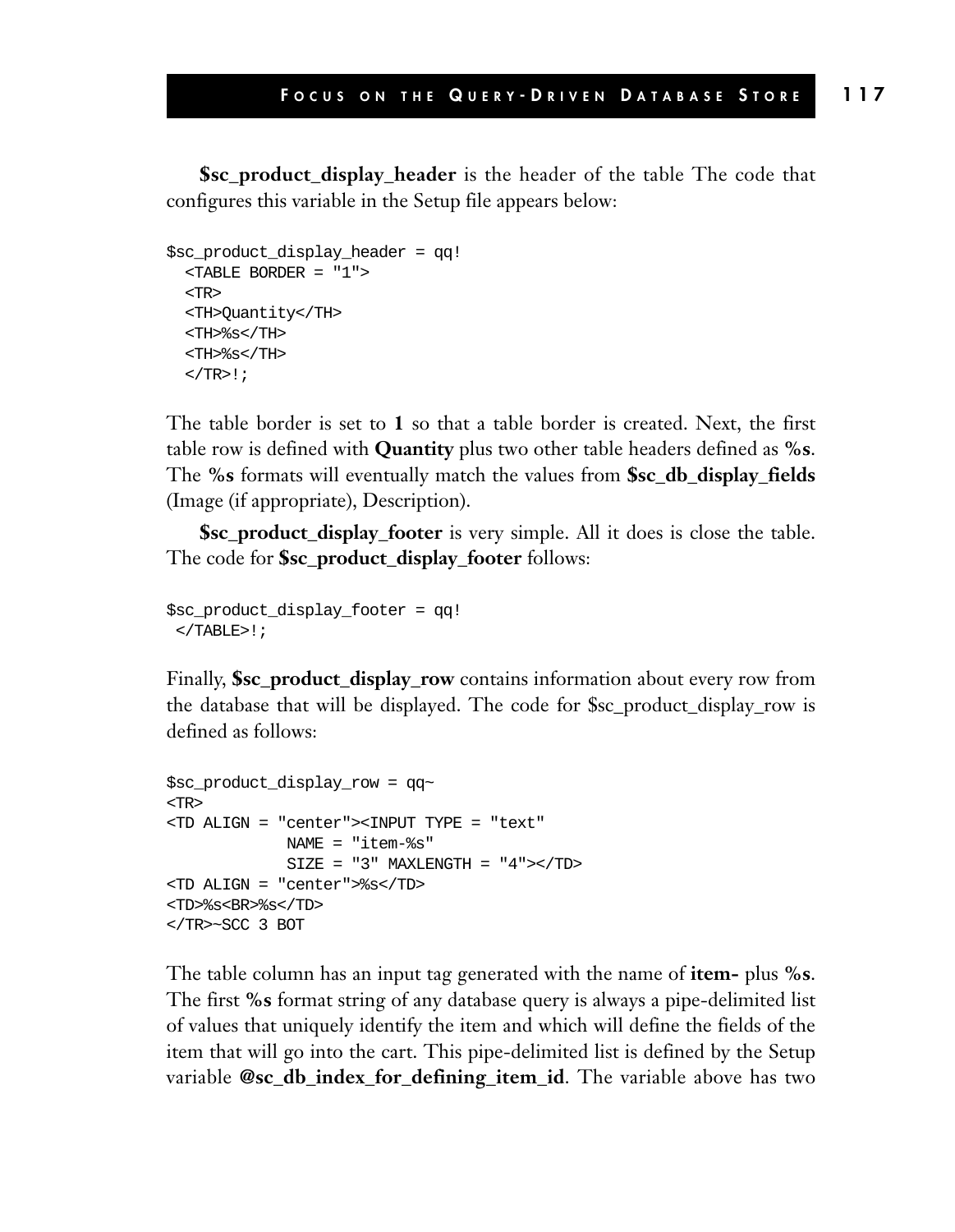**$sc_product_display_header** is the header of the table The code that configures this variable in the Setup file appears below:

```
$sc_product_display_header = qq!
  <TABLE BORDER = "1">
  <TR>
  <TH>Quantity</TH>
  <TH>%s</TH>
  <TH>%s</TH>
  </TR>!;
```

The table border is set to **1** so that a table border is created. Next, the first table row is defined with **Quantity** plus two other table headers defined as **%s**. The **%s** formats will eventually match the values from **$sc_db_display_fields** (Image (if appropriate), Description).

**$sc_product_display_footer** is very simple. All it does is close the table. The code for **$sc_product_display_footer** follows:

```
$sc_product_display_footer = qq!
 </TABLE>!;
```

Finally, **$sc_product_display_row** contains information about every row from the database that will be displayed. The code for $sc_product_display_row is defined as follows:

```
$sc_product_display_row = qq~
<TR>
<TD ALIGN = "center"><INPUT TYPE = "text"
             NAME = "item-%s"
             SIZE = "3" MAXLENGTH = "4"></TD>
<TD ALIGN = "center">%s</TD>
<TD>%s<BR>%s</TD>
</TR>~SCC 3 BOT
```

The table column has an input tag generated with the name of **item-** plus **%s**. The first **%s** format string of any database query is always a pipe-delimited list of values that uniquely identify the item and which will define the fields of the item that will go into the cart. This pipe-delimited list is defined by the Setup variable **@sc_db_index_for_defining_item_id**. The variable above has two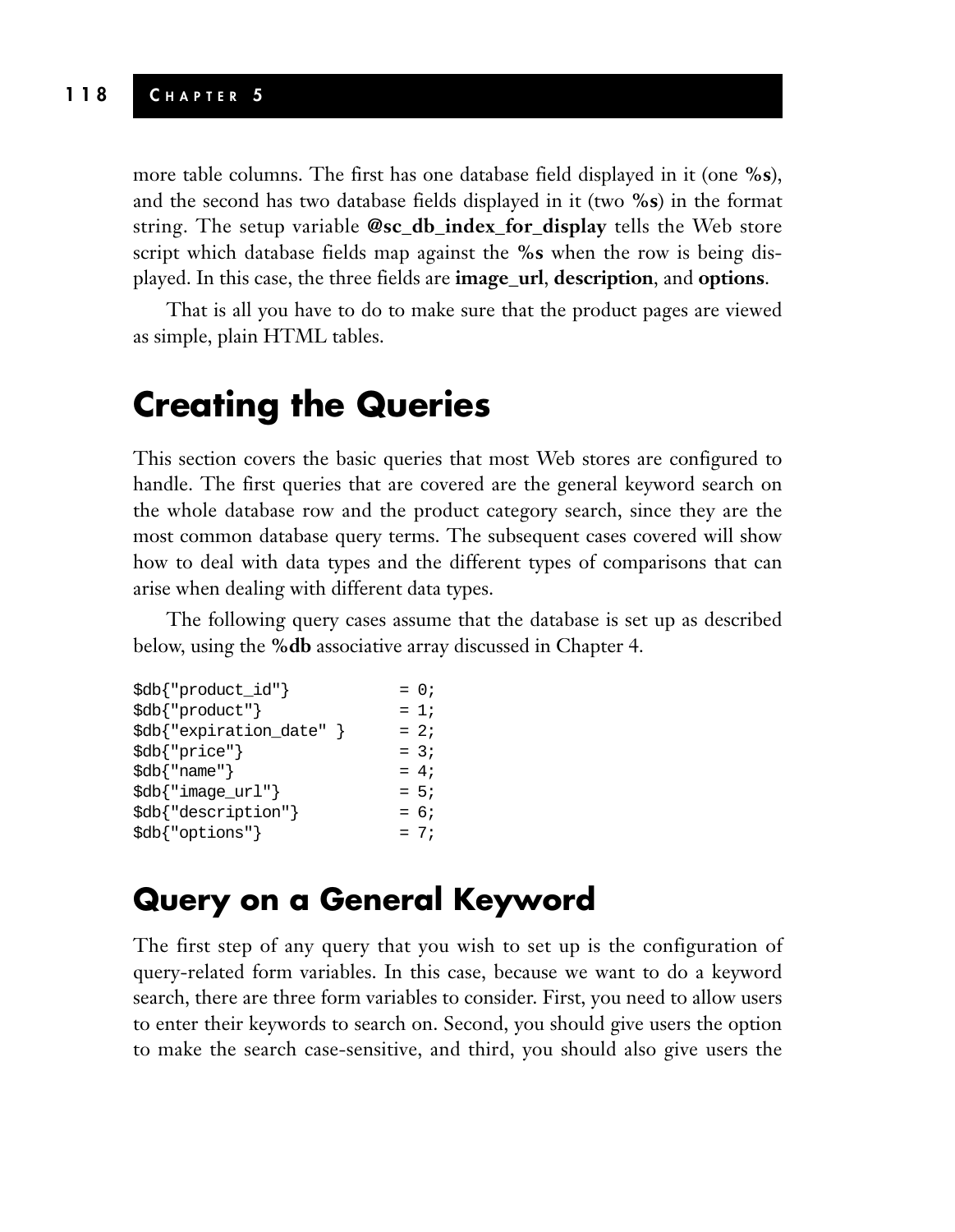more table columns. The first has one database field displayed in it (one **%s**), and the second has two database fields displayed in it (two **%s**) in the format string. The setup variable **@sc_db_index_for_display** tells the Web store script which database fields map against the **%s** when the row is being displayed. In this case, the three fields are **image_url**, **description**, and **options**.

That is all you have to do to make sure that the product pages are viewed as simple, plain HTML tables.

# Creating the Queries

This section covers the basic queries that most Web stores are configured to handle. The first queries that are covered are the general keyword search on the whole database row and the product category search, since they are the most common database query terms. The subsequent cases covered will show how to deal with data types and the different types of comparisons that can arise when dealing with different data types.

The following query cases assume that the database is set up as described below, using the **%db** associative array discussed in Chapter 4.

```
$db{"product_id"}          = 0;
$db{"product"}             = 1;
$db{"expiration_date" }    = 2;
$db{"price"}               = 3;
$db{"name"}                = 4;
$db{"image_url"}           = 5;
$db{"description"}         = 6;
$db{"options"}             = 7;
```

## Query on a General Keyword

The first step of any query that you wish to set up is the configuration of query-related form variables. In this case, because we want to do a keyword search, there are three form variables to consider. First, you need to allow users to enter their keywords to search on. Second, you should give users the option to make the search case-sensitive, and third, you should also give users the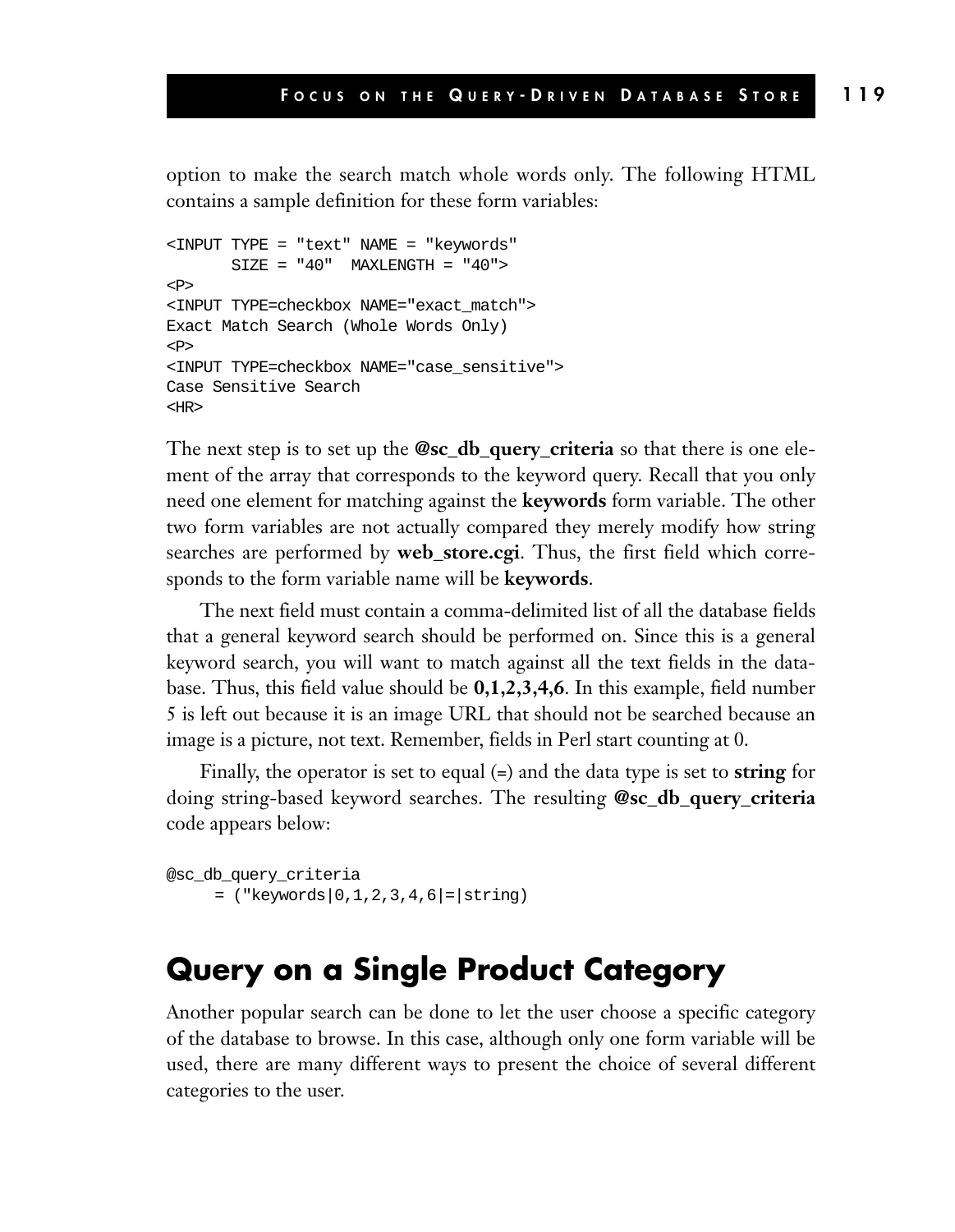option to make the search match whole words only. The following HTML contains a sample definition for these form variables:

```
<INPUT TYPE = "text" NAME = "keywords"
       SIZE = "40"  MAXLENGTH = "40">
<P>
<INPUT TYPE=checkbox NAME="exact_match">
Exact Match Search (Whole Words Only)
<P>
<INPUT TYPE=checkbox NAME="case_sensitive">
Case Sensitive Search
<HR>
```

The next step is to set up the **@sc_db_query_criteria** so that there is one element of the array that corresponds to the keyword query. Recall that you only need one element for matching against the **keywords** form variable. The other two form variables are not actually compared they merely modify how string searches are performed by **web_store.cgi**. Thus, the first field which corresponds to the form variable name will be **keywords**.

The next field must contain a comma-delimited list of all the database fields that a general keyword search should be performed on. Since this is a general keyword search, you will want to match against all the text fields in the database. Thus, this field value should be **0,1,2,3,4,6**. In this example, field number 5 is left out because it is an image URL that should not be searched because an image is a picture, not text. Remember, fields in Perl start counting at 0.

Finally, the operator is set to equal (=) and the data type is set to **string** for doing string-based keyword searches. The resulting **@sc_db_query_criteria** code appears below:

```
@sc_db_query_criteria
     = ("keywords|0,1,2,3,4,6|=|string)
```

## Query on a Single Product Category

Another popular search can be done to let the user choose a specific category of the database to browse. In this case, although only one form variable will be used, there are many different ways to present the choice of several different categories to the user.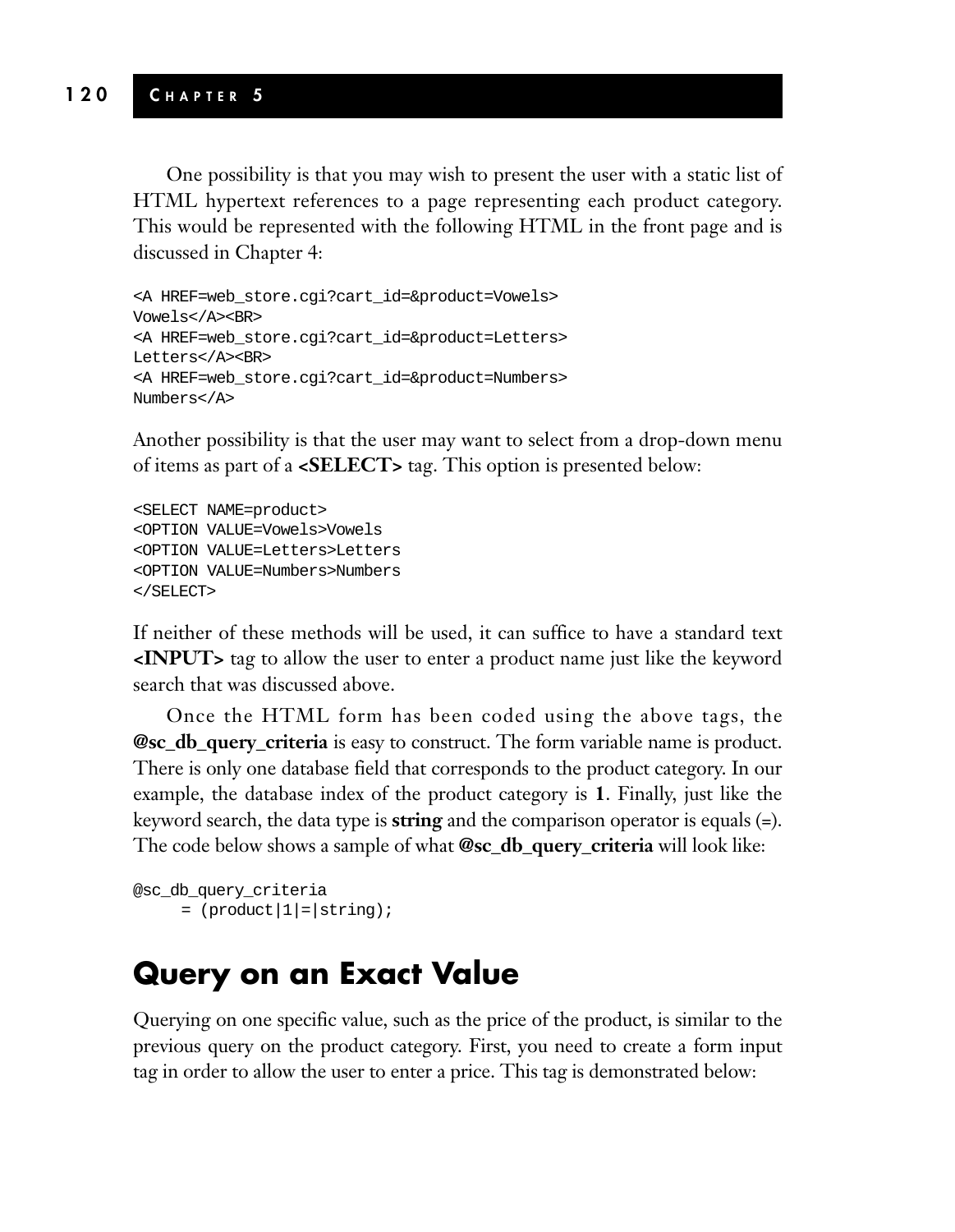One possibility is that you may wish to present the user with a static list of HTML hypertext references to a page representing each product category. This would be represented with the following HTML in the front page and is discussed in Chapter 4:

```
<A HREF=web_store.cgi?cart_id=&product=Vowels>
Vowels</A><BR>
<A HREF=web_store.cgi?cart_id=&product=Letters>
Letters</A><BR>
<A HREF=web_store.cgi?cart_id=&product=Numbers>
Numbers</A>
```

Another possibility is that the user may want to select from a drop-down menu of items as part of a **<SELECT>** tag. This option is presented below:

```
<SELECT NAME=product>
<OPTION VALUE=Vowels>Vowels
<OPTION VALUE=Letters>Letters
<OPTION VALUE=Numbers>Numbers
</SELECT>
```

If neither of these methods will be used, it can suffice to have a standard text **<INPUT>** tag to allow the user to enter a product name just like the keyword search that was discussed above.

Once the HTML form has been coded using the above tags, the **@sc_db_query_criteria** is easy to construct. The form variable name is product. There is only one database field that corresponds to the product category. In our example, the database index of the product category is **1**. Finally, just like the keyword search, the data type is **string** and the comparison operator is equals (=). The code below shows a sample of what **@sc_db_query_criteria** will look like:

```
@sc_db_query_criteria
     = (product|1|=|string);
```

## Query on an Exact Value

Querying on one specific value, such as the price of the product, is similar to the previous query on the product category. First, you need to create a form input tag in order to allow the user to enter a price. This tag is demonstrated below: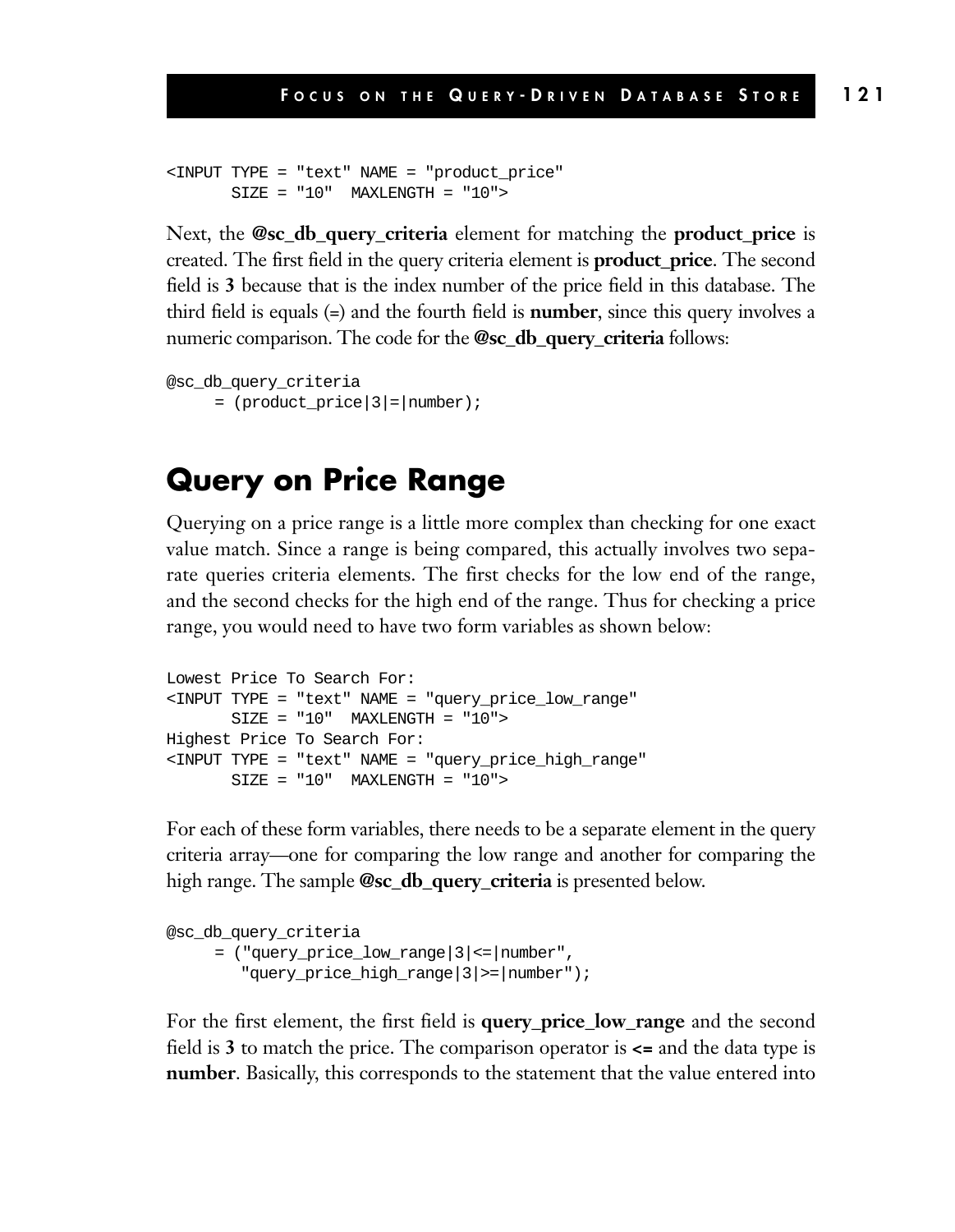```
<INPUT TYPE = "text" NAME = "product_price"
       SIZE = "10"  MAXLENGTH = "10">
```

Next, the **@sc_db_query_criteria** element for matching the **product_price** is created. The first field in the query criteria element is **product_price**. The second field is **3** because that is the index number of the price field in this database. The third field is equals (=) and the fourth field is **number**, since this query involves a numeric comparison. The code for the **@sc_db_query_criteria** follows:

```
@sc_db_query_criteria
     = (product_price|3|=|number);
```

## Query on Price Range

Querying on a price range is a little more complex than checking for one exact value match. Since a range is being compared, this actually involves two separate queries criteria elements. The first checks for the low end of the range, and the second checks for the high end of the range. Thus for checking a price range, you would need to have two form variables as shown below:

```
Lowest Price To Search For:
<INPUT TYPE = "text" NAME = "query_price_low_range"
       SIZE = "10"  MAXLENGTH = "10">
Highest Price To Search For:
<INPUT TYPE = "text" NAME = "query_price_high_range"
       SIZE = "10"  MAXLENGTH = "10">
```

For each of these form variables, there needs to be a separate element in the query criteria array—one for comparing the low range and another for comparing the high range. The sample **@sc_db_query_criteria** is presented below.

```
@sc_db_query_criteria
     = ("query_price_low_range|3|<=|number",
        "query_price_high_range|3|>=|number");
```

For the first element, the first field is **query_price_low_range** and the second field is **3** to match the price. The comparison operator is **<=** and the data type is **number**. Basically, this corresponds to the statement that the value entered into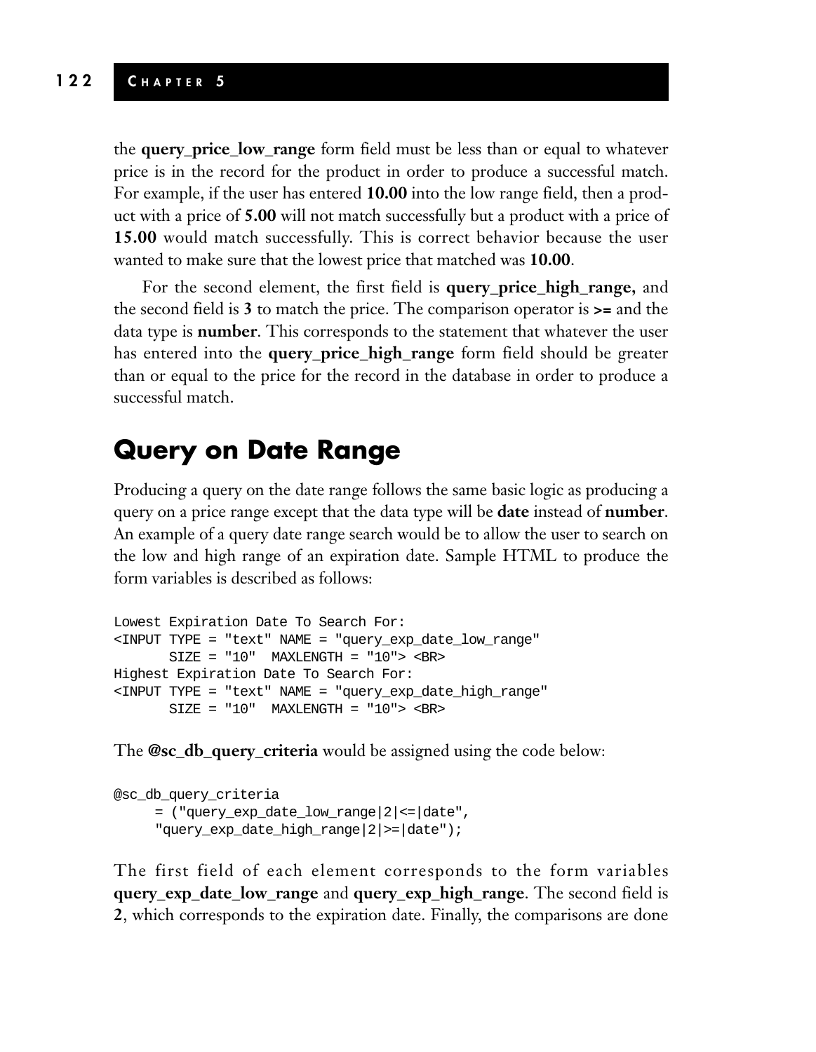the **query_price_low_range** form field must be less than or equal to whatever price is in the record for the product in order to produce a successful match. For example, if the user has entered **10.00** into the low range field, then a product with a price of **5.00** will not match successfully but a product with a price of **15.00** would match successfully. This is correct behavior because the user wanted to make sure that the lowest price that matched was **10.00**.

For the second element, the first field is **query_price_high_range,** and the second field is **3** to match the price. The comparison operator is **>=** and the data type is **number**. This corresponds to the statement that whatever the user has entered into the **query_price_high_range** form field should be greater than or equal to the price for the record in the database in order to produce a successful match.

## Query on Date Range

Producing a query on the date range follows the same basic logic as producing a query on a price range except that the data type will be **date** instead of **number**. An example of a query date range search would be to allow the user to search on the low and high range of an expiration date. Sample HTML to produce the form variables is described as follows:

```
Lowest Expiration Date To Search For:
<INPUT TYPE = "text" NAME = "query_exp_date_low_range"
       SIZE = "10"  MAXLENGTH = "10"> <BR>
Highest Expiration Date To Search For:
<INPUT TYPE = "text" NAME = "query_exp_date_high_range"
       SIZE = "10"  MAXLENGTH = "10"> <BR>
```

The **@sc_db_query_criteria** would be assigned using the code below:

```
@sc_db_query_criteria
     = ("query_exp_date_low_range|2|<=|date",
     "query_exp_date_high_range|2|>=|date");
```

The first field of each element corresponds to the form variables **query_exp_date_low_range** and **query_exp_high_range**. The second field is **2**, which corresponds to the expiration date. Finally, the comparisons are done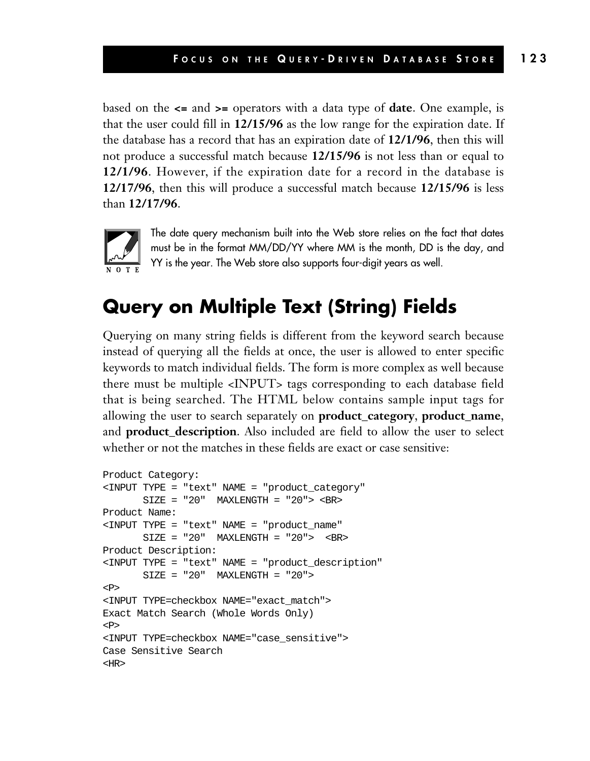based on the **<=** and **>=** operators with a data type of **date**. One example, is that the user could fill in **12/15/96** as the low range for the expiration date. If the database has a record that has an expiration date of **12/1/96**, then this will not produce a successful match because **12/15/96** is not less than or equal to **12/1/96**. However, if the expiration date for a record in the database is **12/17/96**, then this will produce a successful match because **12/15/96** is less than **12/17/96**.

> **NOTE:** The date query mechanism built into the Web store relies on the fact that dates must be in the format MM/DD/YY where MM is the month, DD is the day, and YY is the year. The Web store also supports four-digit years as well.

## Query on Multiple Text (String) Fields

Querying on many string fields is different from the keyword search because instead of querying all the fields at once, the user is allowed to enter specific keywords to match individual fields. The form is more complex as well because there must be multiple <INPUT> tags corresponding to each database field that is being searched. The HTML below contains sample input tags for allowing the user to search separately on **product_category**, **product_name**, and **product_description**. Also included are field to allow the user to select whether or not the matches in these fields are exact or case sensitive:

```
Product Category:
<INPUT TYPE = "text" NAME = "product_category"
       SIZE = "20"  MAXLENGTH = "20"> <BR>
Product Name:
<INPUT TYPE = "text" NAME = "product_name"
       SIZE = "20"  MAXLENGTH = "20">  <BR>
Product Description:
<INPUT TYPE = "text" NAME = "product_description"
       SIZE = "20"  MAXLENGTH = "20">
<P>
<INPUT TYPE=checkbox NAME="exact_match">
Exact Match Search (Whole Words Only)
<P>
<INPUT TYPE=checkbox NAME="case_sensitive">
Case Sensitive Search
<HR>
```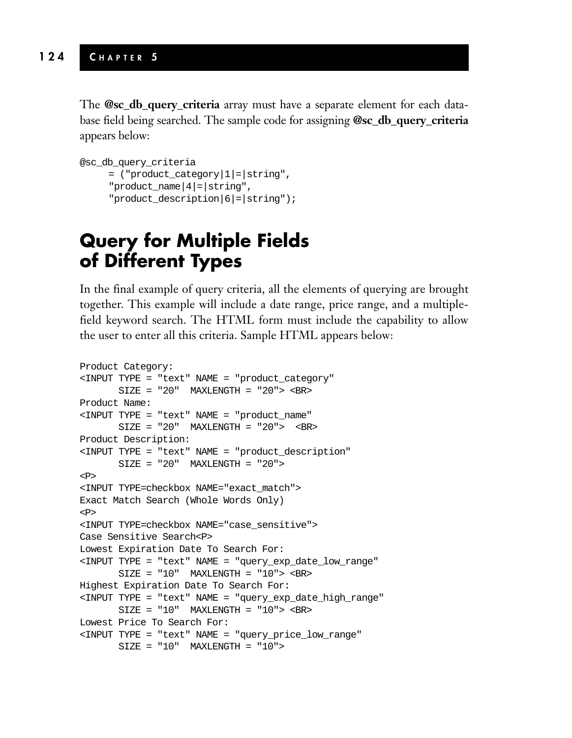The **@sc_db_query_criteria** array must have a separate element for each database field being searched. The sample code for assigning **@sc_db_query_criteria** appears below:

```
@sc_db_query_criteria
     = ("product_category|1|=|string",
     "product_name|4|=|string",
     "product_description|6|=|string");
```

## Query for Multiple Fields of Different Types

In the final example of query criteria, all the elements of querying are brought together. This example will include a date range, price range, and a multiple-field keyword search. The HTML form must include the capability to allow the user to enter all this criteria. Sample HTML appears below:

```
Product Category:
<INPUT TYPE = "text" NAME = "product_category"
       SIZE = "20"  MAXLENGTH = "20"> <BR>
Product Name:
<INPUT TYPE = "text" NAME = "product_name"
       SIZE = "20"  MAXLENGTH = "20">  <BR>
Product Description:
<INPUT TYPE = "text" NAME = "product_description"
       SIZE = "20"  MAXLENGTH = "20">
<P>
<INPUT TYPE=checkbox NAME="exact_match">
Exact Match Search (Whole Words Only)
<P>
<INPUT TYPE=checkbox NAME="case_sensitive">
Case Sensitive Search<P>
Lowest Expiration Date To Search For:
<INPUT TYPE = "text" NAME = "query_exp_date_low_range"
       SIZE = "10"  MAXLENGTH = "10"> <BR>
Highest Expiration Date To Search For:
<INPUT TYPE = "text" NAME = "query_exp_date_high_range"
       SIZE = "10"  MAXLENGTH = "10"> <BR>
Lowest Price To Search For:
<INPUT TYPE = "text" NAME = "query_price_low_range"
       SIZE = "10"  MAXLENGTH = "10">
```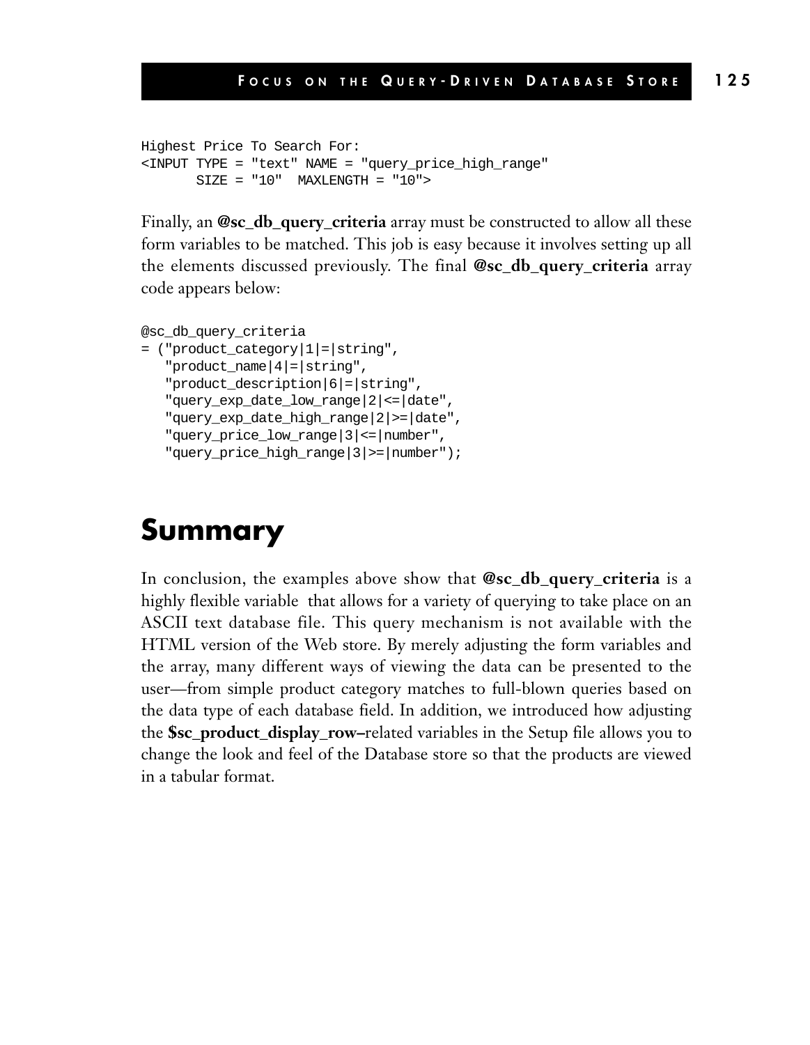```
Highest Price To Search For:
<INPUT TYPE = "text" NAME = "query_price_high_range"
       SIZE = "10"  MAXLENGTH = "10">
```

Finally, an **@sc_db_query_criteria** array must be constructed to allow all these form variables to be matched. This job is easy because it involves setting up all the elements discussed previously. The final **@sc_db_query_criteria** array code appears below:

```
@sc_db_query_criteria
= ("product_category|1|=|string",
   "product_name|4|=|string",
   "product_description|6|=|string",
   "query_exp_date_low_range|2|<=|date",
   "query_exp_date_high_range|2|>=|date",
   "query_price_low_range|3|<=|number",
   "query_price_high_range|3|>=|number");
```

# Summary

In conclusion, the examples above show that **@sc_db_query_criteria** is a highly flexible variable that allows for a variety of querying to take place on an ASCII text database file. This query mechanism is not available with the HTML version of the Web store. By merely adjusting the form variables and the array, many different ways of viewing the data can be presented to the user—from simple product category matches to full-blown queries based on the data type of each database field. In addition, we introduced how adjusting the **$sc_product_display_row–**related variables in the Setup file allows you to change the look and feel of the Database store so that the products are viewed in a tabular format.